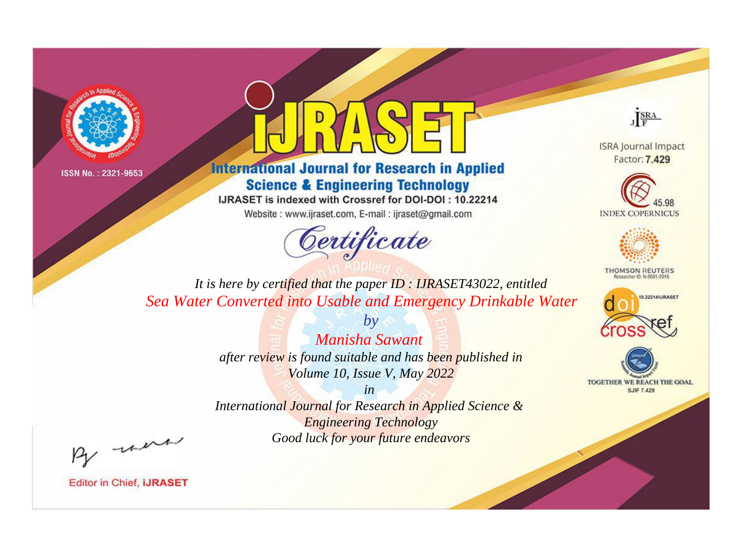ISSN No. : 2321-9653

# IJRASET

## International Journal for Research in Applied Science & Engineering Technology

IJRASET is indexed with Crossref for DOI-DOI : 10.22214

Website : www.ijraset.com, E-mail : ijraset@gmail.com

ISRA Journal Impact Factor: **7.429**

45.98 INDEX COPERNICUS

THOMSON REUTERS Researcher ID: N-9681-2016

10.22214/IJRASET

TOGETHER WE REACH THE GOAL SJIF 7.429

# *Certificate*

*It is here by certified that the paper ID : IJRASET43022, entitled*

*Sea Water Converted into Usable and Emergency Drinkable Water*

*by*

*Manisha Sawant*

*after review is found suitable and has been published in*

*Volume 10, Issue V, May 2022*

*in*

*International Journal for Research in Applied Science & Engineering Technology*

*Good luck for your future endeavors*

Editor in Chief, **IJRASET**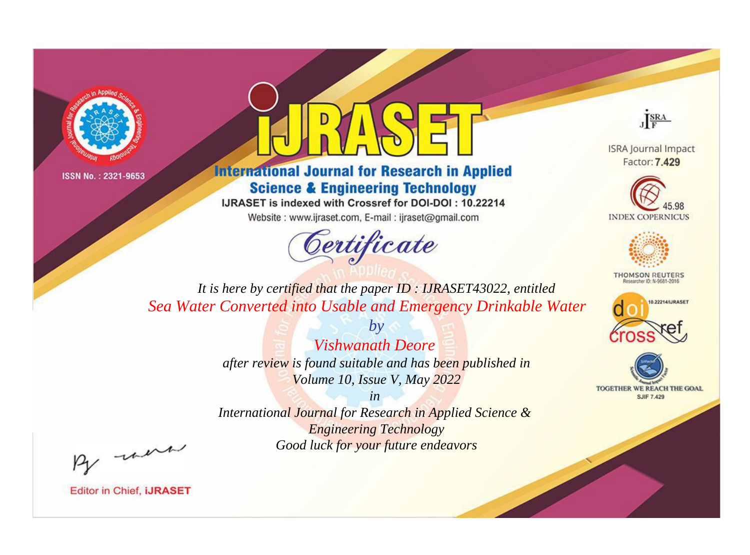ISSN No. : 2321-9653

# iJRASET

## International Journal for Research in Applied Science & Engineering Technology

IJRASET is indexed with Crossref for DOI-DOI : 10.22214

Website : www.ijraset.com, E-mail : ijraset@gmail.com

*Certificate*

*It is here by certified that the paper ID : IJRASET43022, entitled*

*Sea Water Converted into Usable and Emergency Drinkable Water*

*by*

*Vishwanath Deore*

*after review is found suitable and has been published in*

*Volume 10, Issue V, May 2022*

*in*

*International Journal for Research in Applied Science & Engineering Technology*

*Good luck for your future endeavors*

ISRA Journal Impact Factor: **7.429**

45.98 INDEX COPERNICUS

THOMSON REUTERS Researcher ID: N-9681-2016

10.22214/IJRASET

TOGETHER WE REACH THE GOAL SJIF 7.429

Editor in Chief, **iJRASET**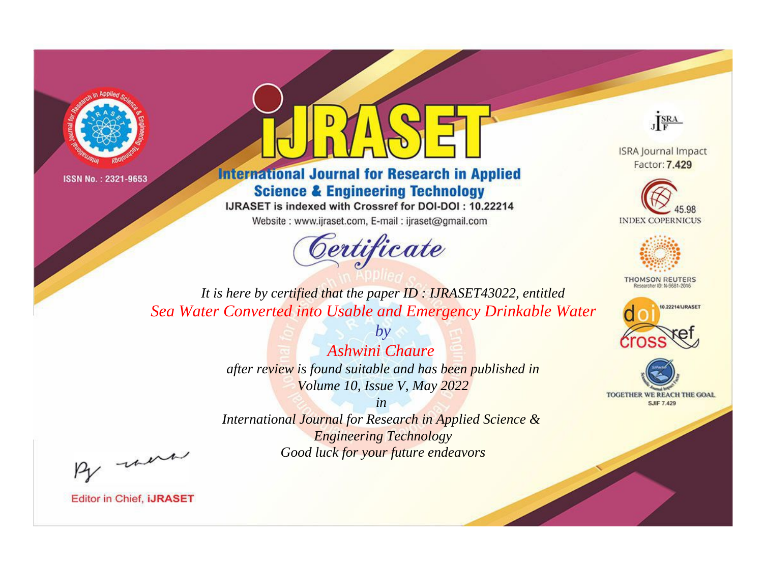ISSN No. : 2321-9653

# iJRASET

## International Journal for Research in Applied Science & Engineering Technology

IJRASET is indexed with Crossref for DOI-DOI : 10.22214

Website : www.ijraset.com, E-mail : ijraset@gmail.com

*Certificate*

*It is here by certified that the paper ID : IJRASET43022, entitled*

*Sea Water Converted into Usable and Emergency Drinkable Water*

*by*

*Ashwini Chaure*

*after review is found suitable and has been published in*

*Volume 10, Issue V, May 2022*

*in*

*International Journal for Research in Applied Science & Engineering Technology*

*Good luck for your future endeavors*

ISRA Journal Impact Factor: **7.429**

45.98 INDEX COPERNICUS

THOMSON REUTERS Researcher ID: N-9681-2016

10.22214/IJRASET

TOGETHER WE REACH THE GOAL SJIF 7.429

Editor in Chief, **iJRASET**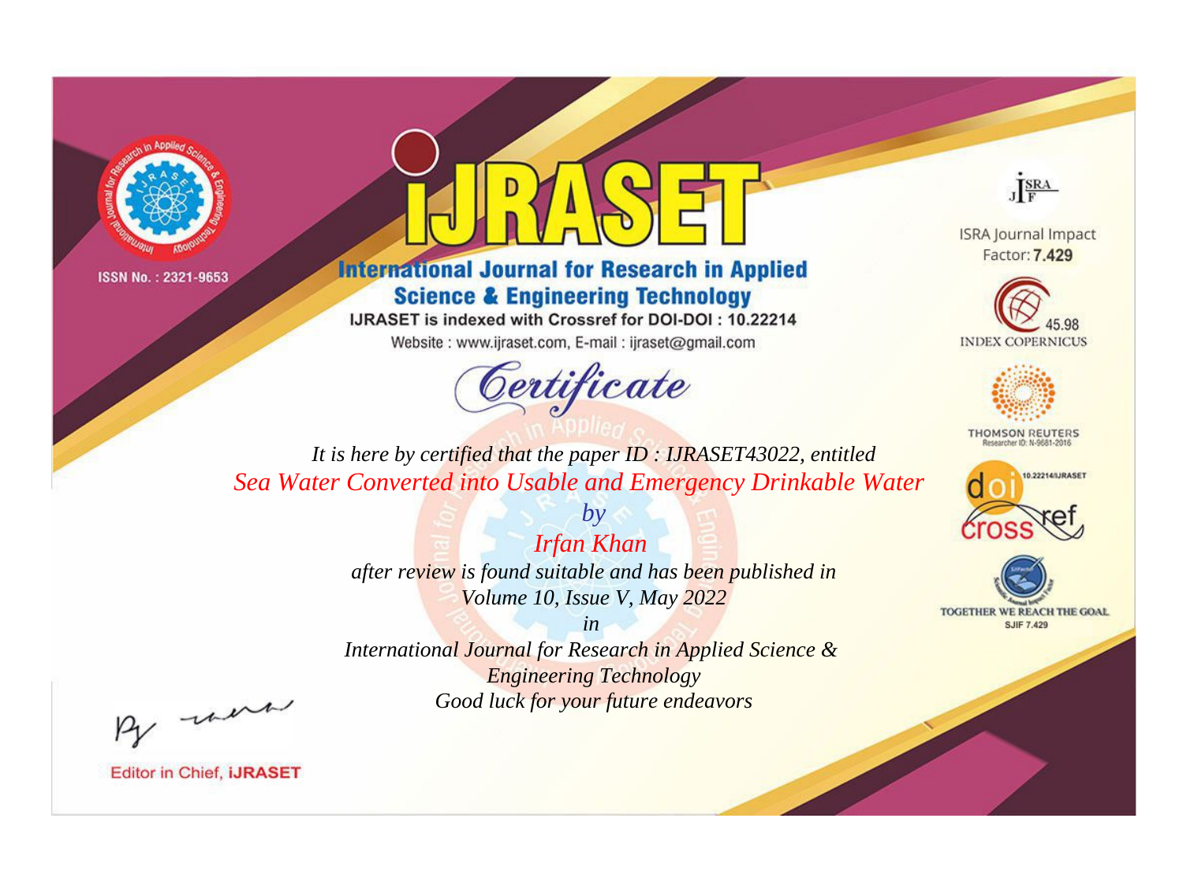ISSN No. : 2321-9653

# iJRASET

## International Journal for Research in Applied Science & Engineering Technology

IJRASET is indexed with Crossref for DOI-DOI : 10.22214

Website : www.ijraset.com, E-mail : ijraset@gmail.com

ISRA Journal Impact Factor: **7.429**

45.98 INDEX COPERNICUS

THOMSON REUTERS Researcher ID: N-9681-2016

10.22214/IJRASET

TOGETHER WE REACH THE GOAL SJIF 7.429

## *Certificate*

*It is here by certified that the paper ID : IJRASET43022, entitled*

*Sea Water Converted into Usable and Emergency Drinkable Water*

*by*

*Irfan Khan*

*after review is found suitable and has been published in*

*Volume 10, Issue V, May 2022*

*in*

*International Journal for Research in Applied Science & Engineering Technology*

*Good luck for your future endeavors*

Editor in Chief, **iJRASET**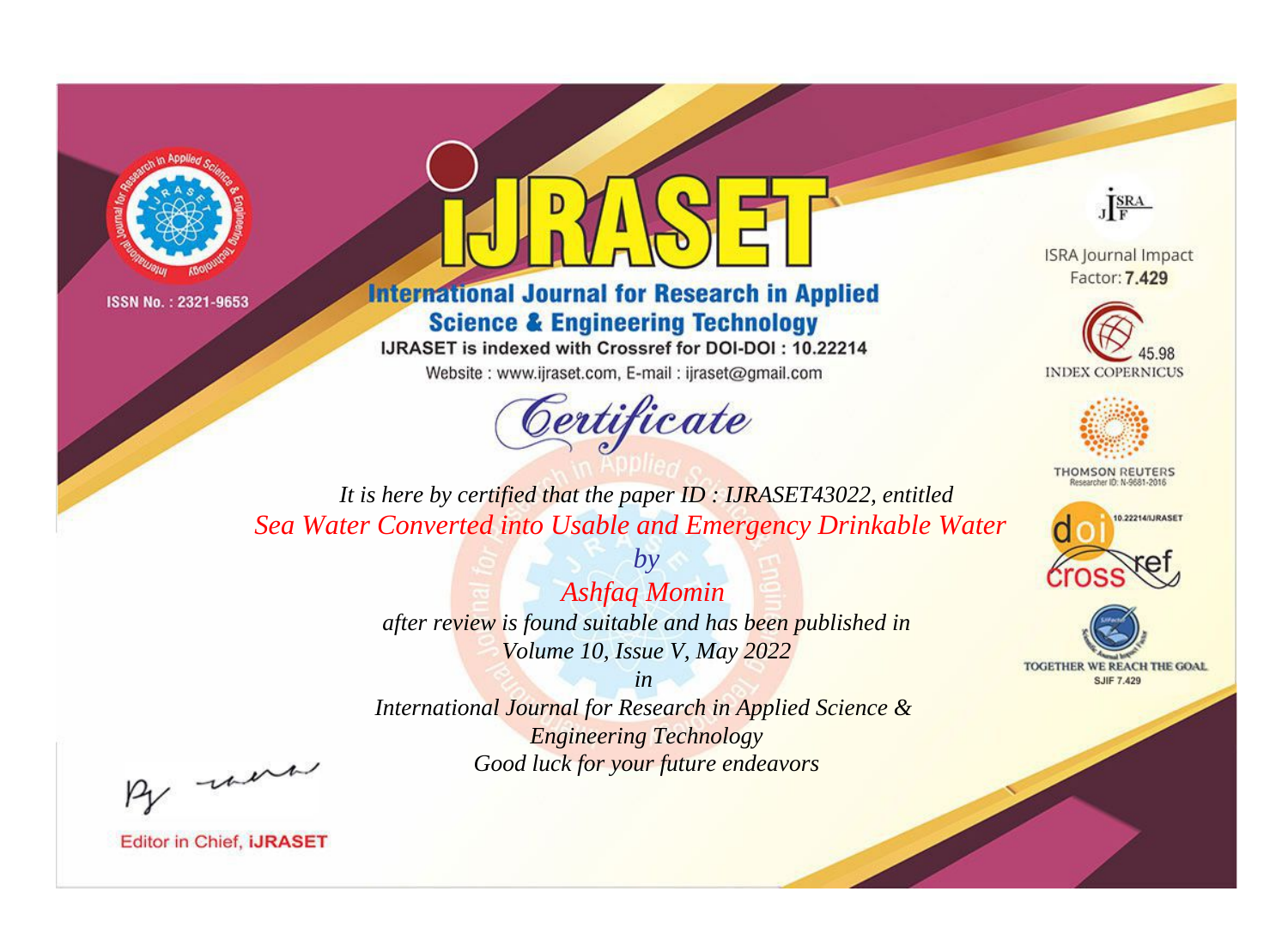ISSN No. : 2321-9653

# iJRASET

## International Journal for Research in Applied Science & Engineering Technology

IJRASET is indexed with Crossref for DOI-DOI : 10.22214

Website : www.ijraset.com, E-mail : ijraset@gmail.com

*Certificate*

*It is here by certified that the paper ID : IJRASET43022, entitled*

*Sea Water Converted into Usable and Emergency Drinkable Water*

*by*

*Ashfaq Momin*

*after review is found suitable and has been published in*

*Volume 10, Issue V, May 2022*

*in*

*International Journal for Research in Applied Science & Engineering Technology*

*Good luck for your future endeavors*

ISRA Journal Impact Factor: **7.429**

45.98 INDEX COPERNICUS

THOMSON REUTERS Researcher ID: N-9681-2016

10.22214/IJRASET

TOGETHER WE REACH THE GOAL SJIF 7.429

Editor in Chief, **iJRASET**